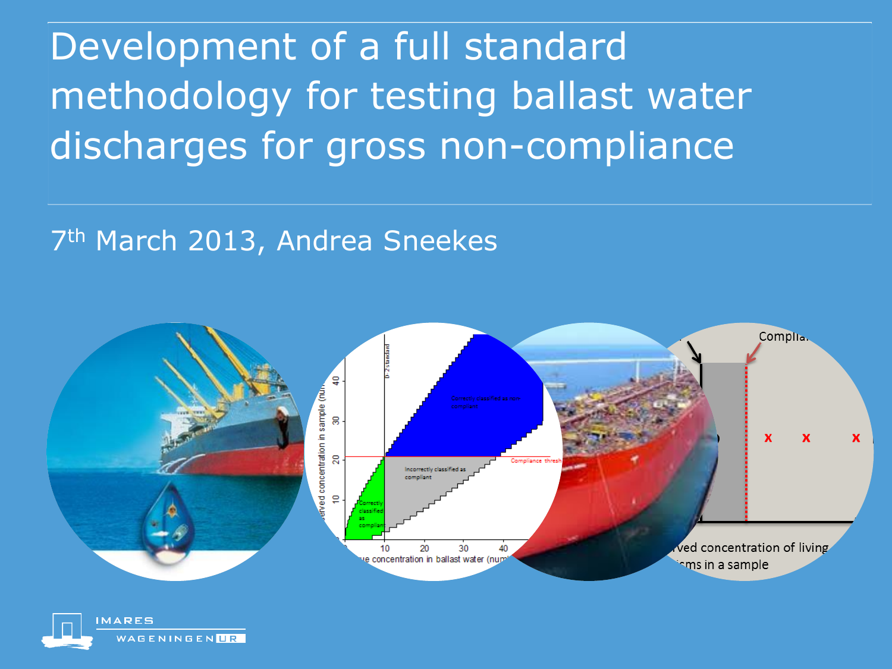# Development of a full standard methodology for testing ballast water discharges for gross non-compliance

7th March 2013, Andrea Sneekes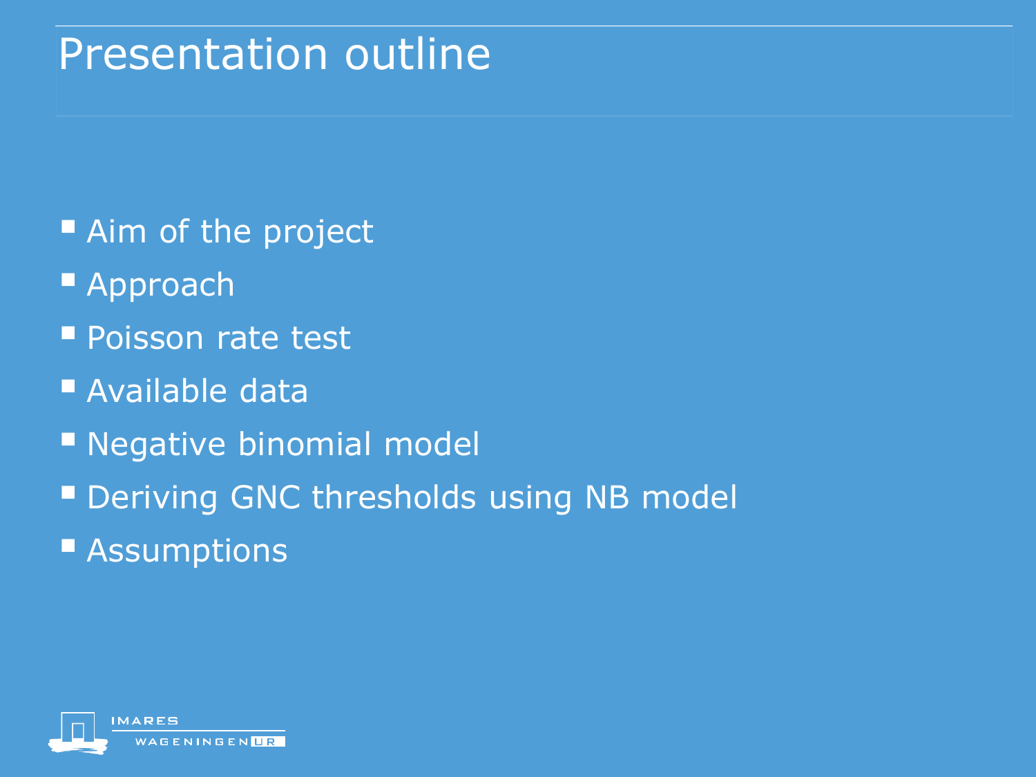# Presentation outline

- Aim of the project
- Approach
- Poisson rate test
- Available data
- Negative binomial model
- Deriving GNC thresholds using NB model
- Assumptions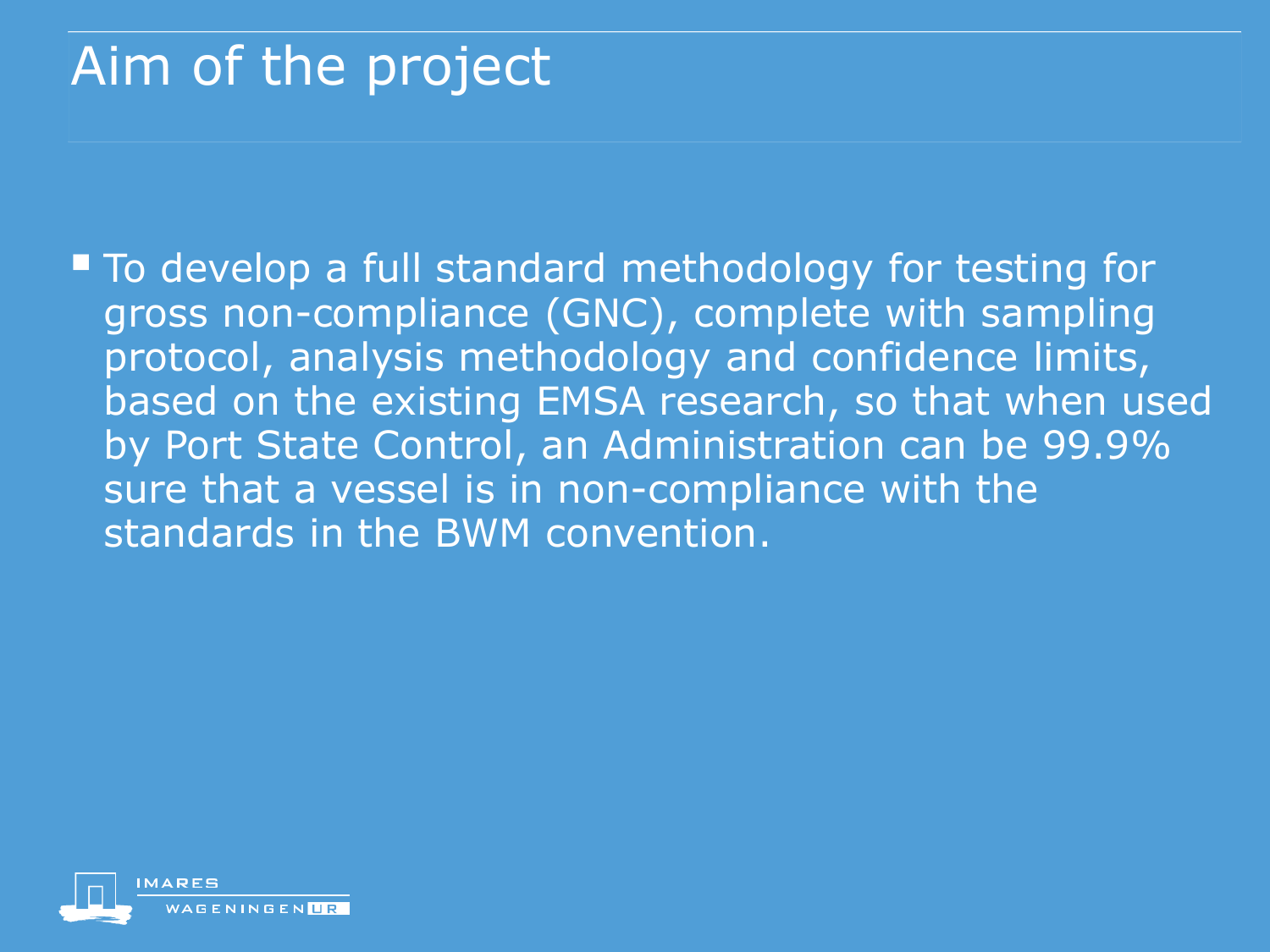# Aim of the project

- To develop a full standard methodology for testing for gross non-compliance (GNC), complete with sampling protocol, analysis methodology and confidence limits, based on the existing EMSA research, so that when used by Port State Control, an Administration can be 99.9% sure that a vessel is in non-compliance with the standards in the BWM convention.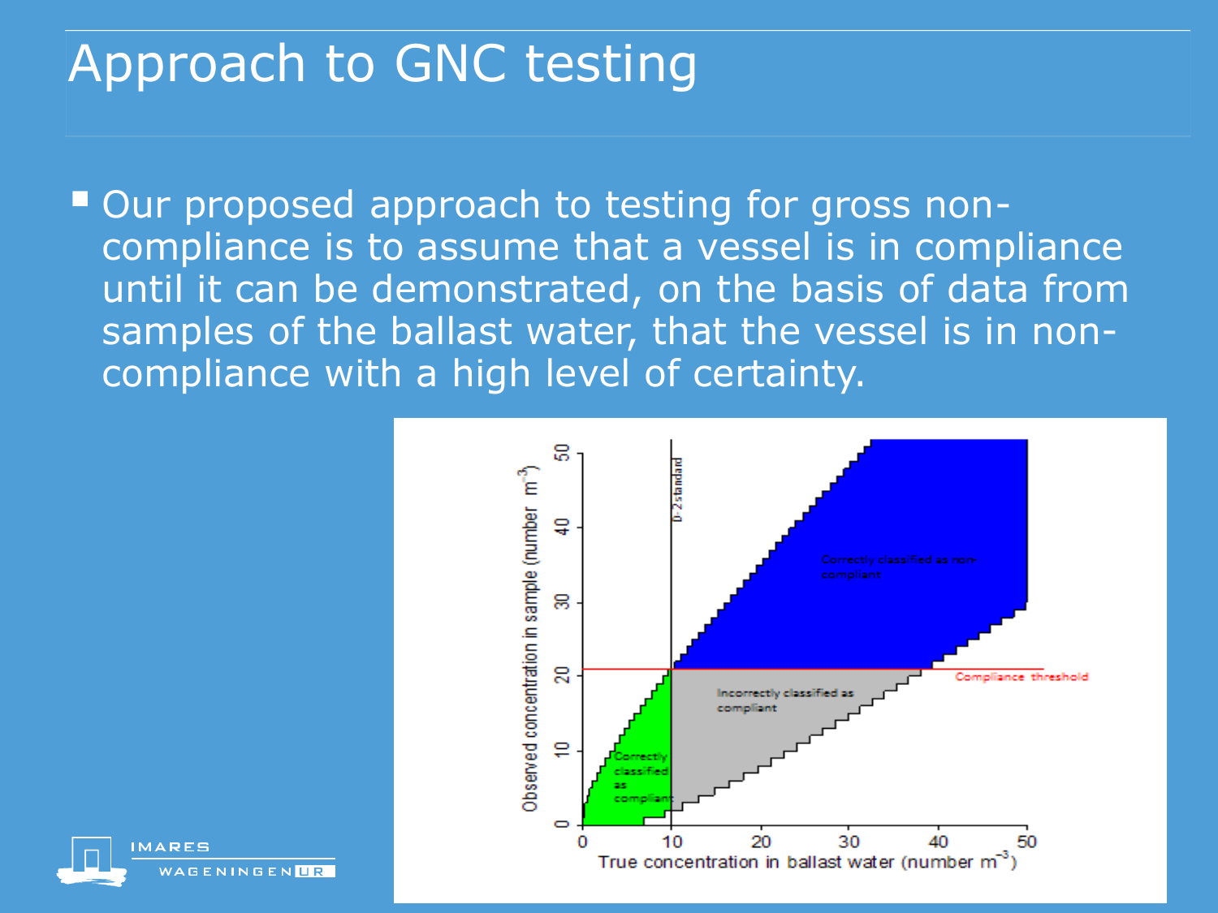# Approach to GNC testing

- Our proposed approach to testing for gross non-compliance is to assume that a vessel is in compliance until it can be demonstrated, on the basis of data from samples of the ballast water, that the vessel is in non-compliance with a high level of certainty.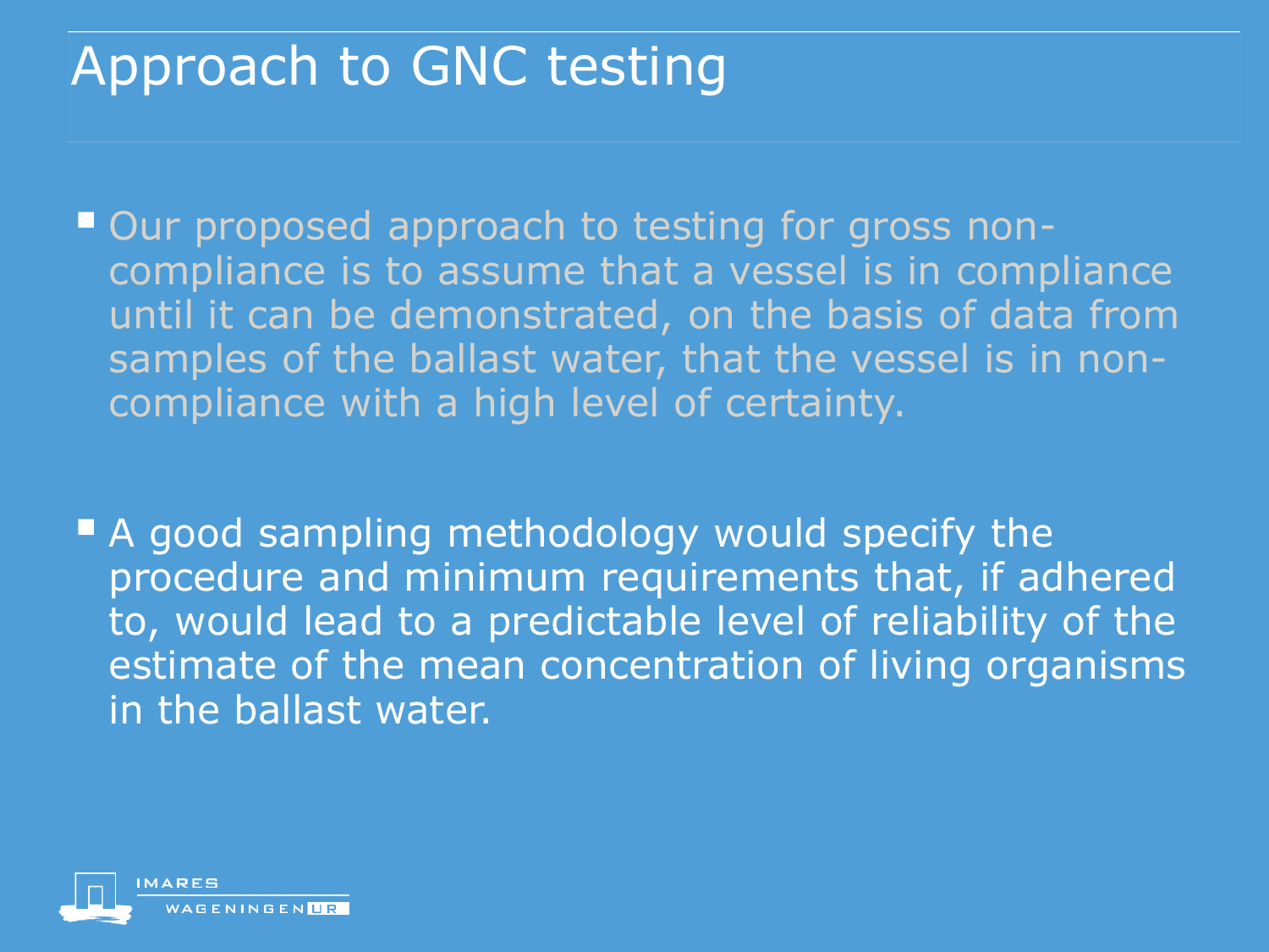# Approach to GNC testing

- Our proposed approach to testing for gross non-compliance is to assume that a vessel is in compliance until it can be demonstrated, on the basis of data from samples of the ballast water, that the vessel is in non-compliance with a high level of certainty.

- A good sampling methodology would specify the procedure and minimum requirements that, if adhered to, would lead to a predictable level of reliability of the estimate of the mean concentration of living organisms in the ballast water.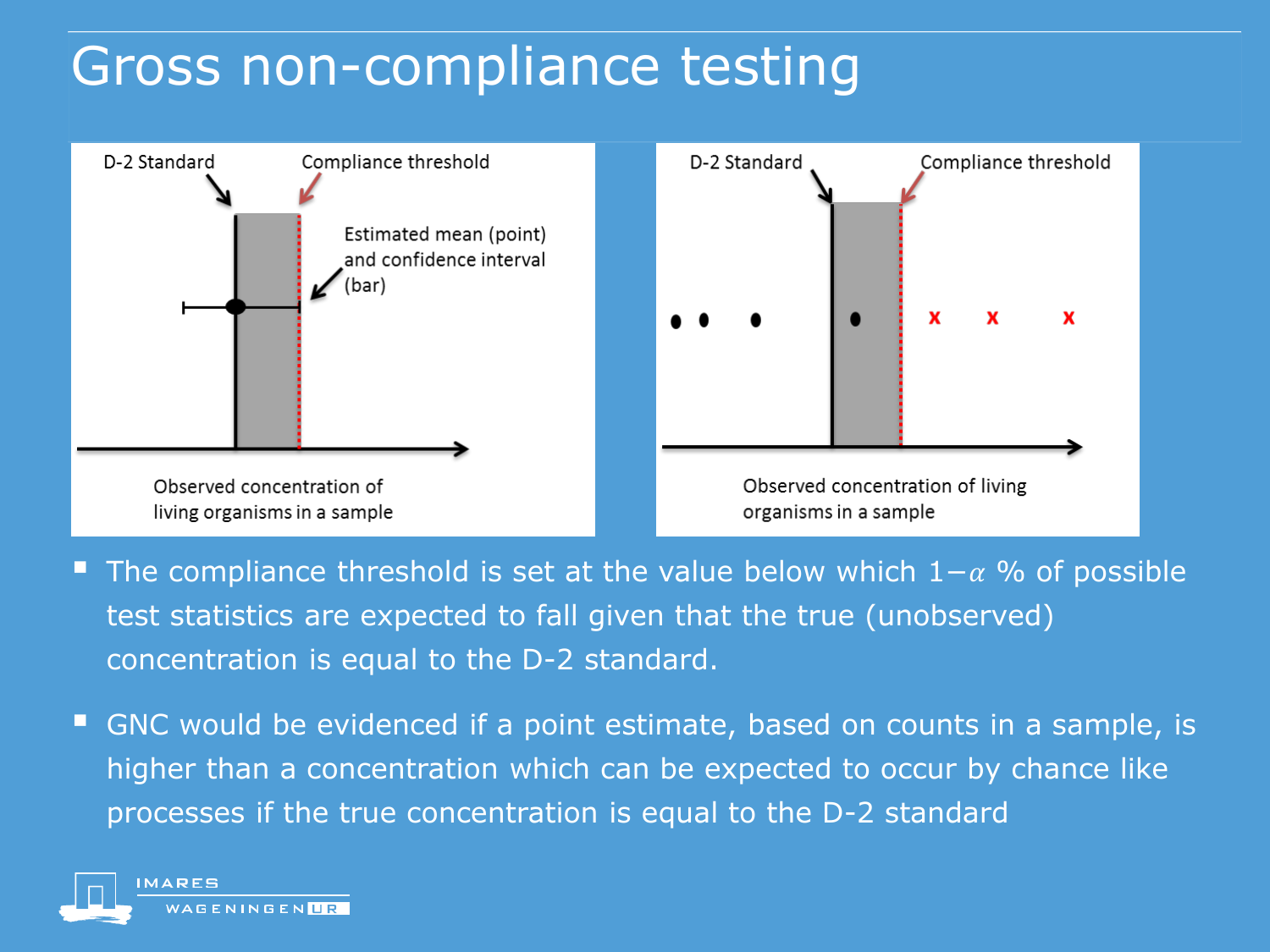# Gross non-compliance testing

D-2 Standard

Compliance threshold

Estimated mean (point) and confidence interval (bar)

Observed concentration of living organisms in a sample

D-2 Standard

Compliance threshold

Observed concentration of living organisms in a sample

- The compliance threshold is set at the value below which $1-\alpha$ % of possible test statistics are expected to fall given that the true (unobserved) concentration is equal to the D-2 standard.
- GNC would be evidenced if a point estimate, based on counts in a sample, is higher than a concentration which can be expected to occur by chance like processes if the true concentration is equal to the D-2 standard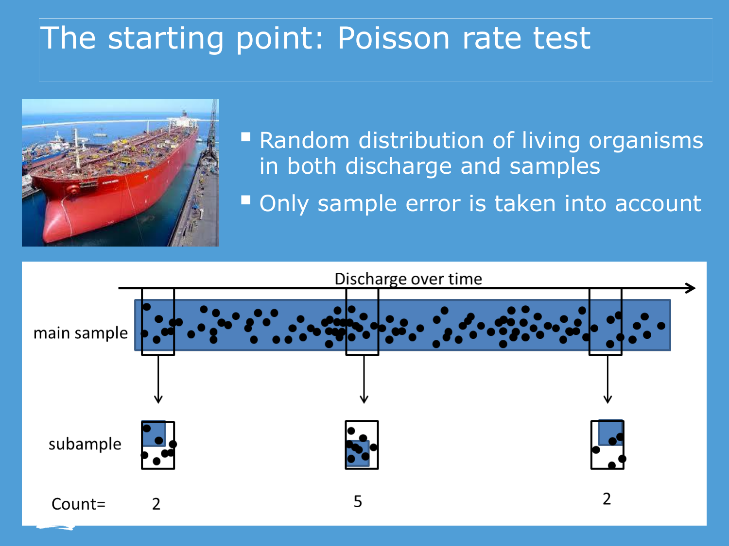# The starting point: Poisson rate test

- Random distribution of living organisms in both discharge and samples
- Only sample error is taken into account

Discharge over time

main sample

subample

Count= 2 5 2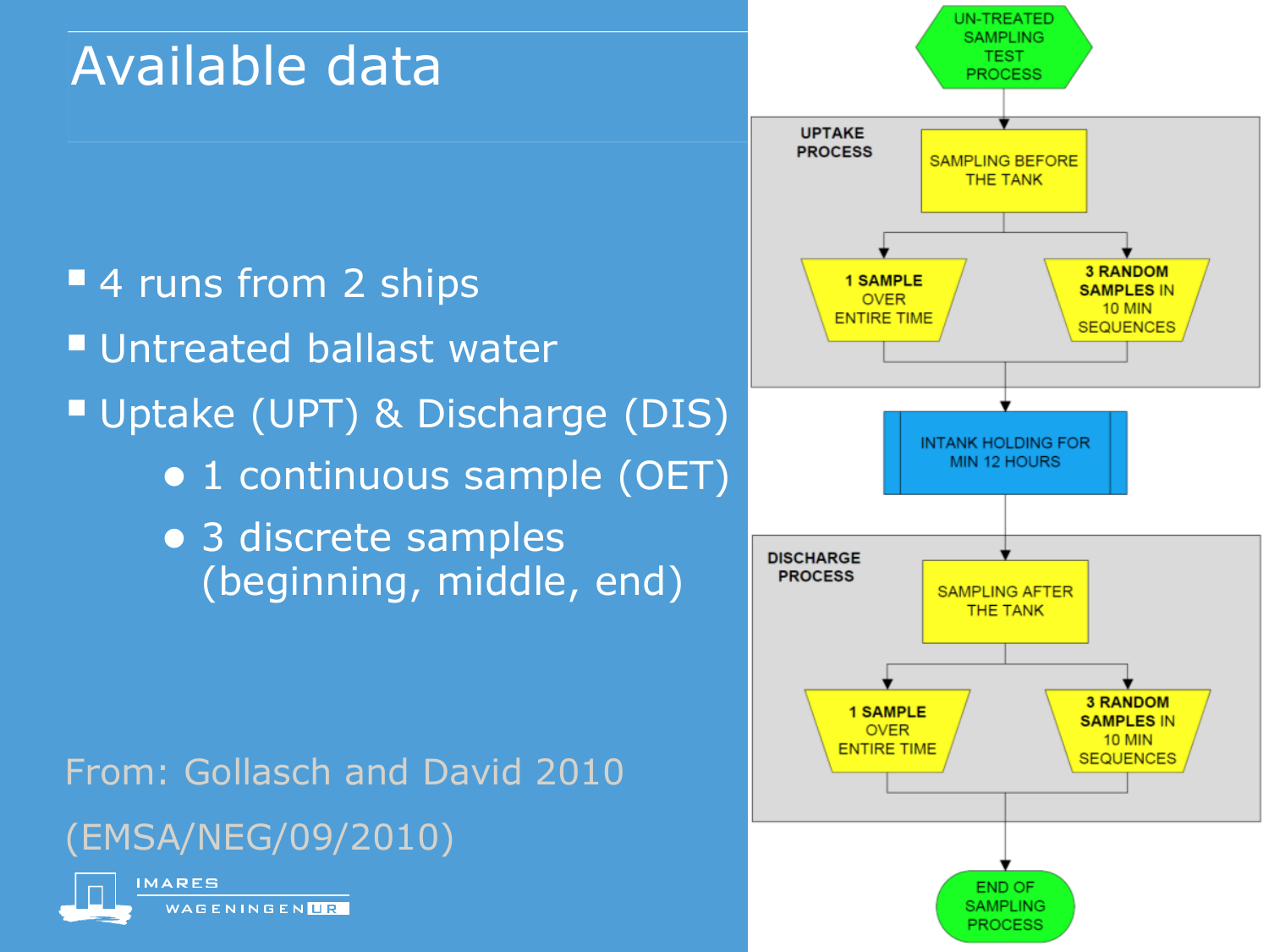# Available data

- 4 runs from 2 ships
- Untreated ballast water
- Uptake (UPT) & Discharge (DIS)
  - 1 continuous sample (OET)
  - 3 discrete samples (beginning, middle, end)

From: Gollasch and David 2010

(EMSA/NEG/09/2010)

UN-TREATED SAMPLING TEST PROCESS

UPTAKE PROCESS

SAMPLING BEFORE THE TANK

1 SAMPLE OVER ENTIRE TIME

3 RANDOM SAMPLES IN 10 MIN SEQUENCES

INTANK HOLDING FOR MIN 12 HOURS

DISCHARGE PROCESS

SAMPLING AFTER THE TANK

1 SAMPLE OVER ENTIRE TIME

3 RANDOM SAMPLES IN 10 MIN SEQUENCES

END OF SAMPLING PROCESS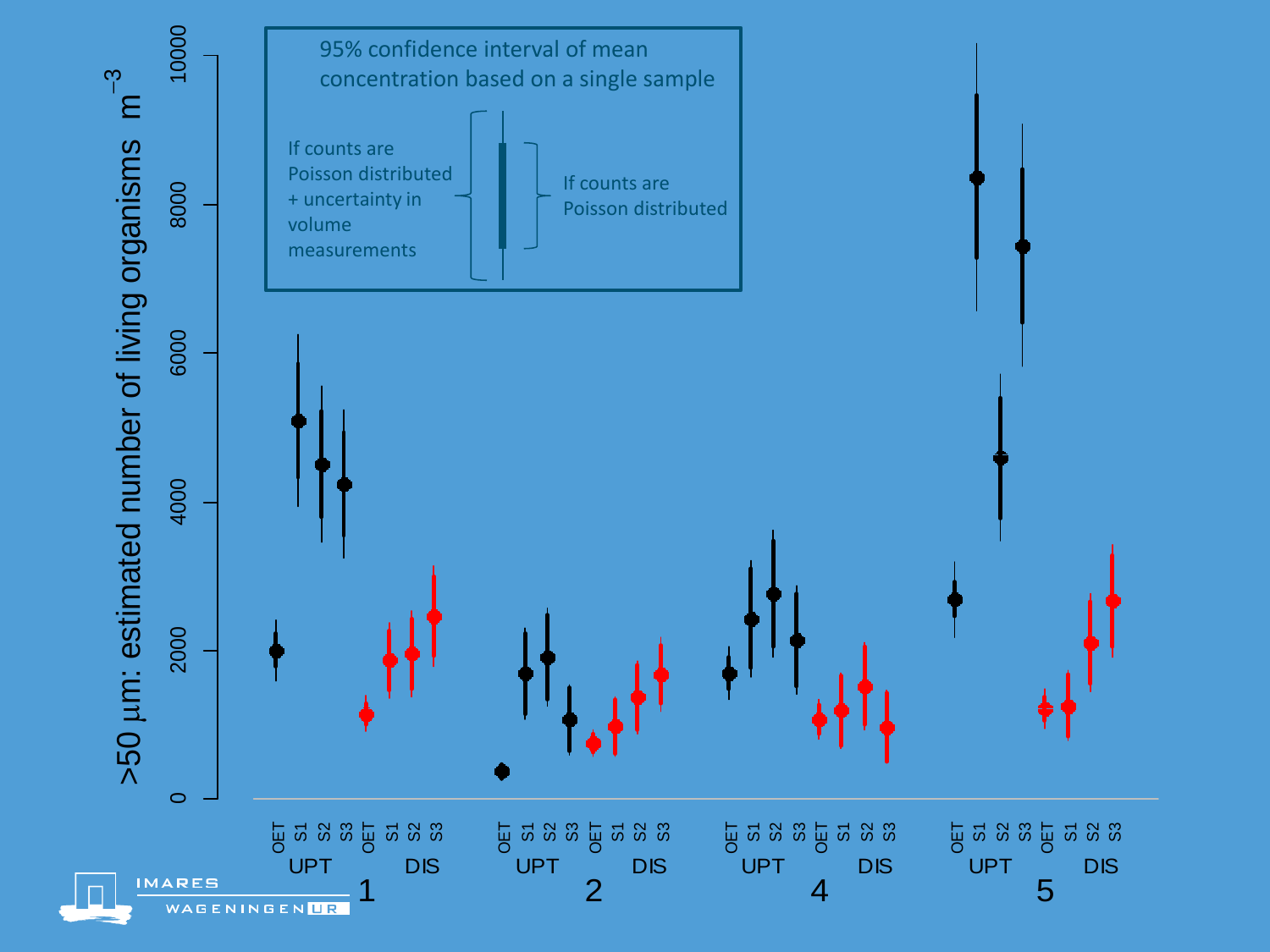95% confidence interval of mean concentration based on a single sample

If counts are Poisson distributed + uncertainty in volume measurements

If counts are Poisson distributed

>50 µm: estimated number of living organisms $m^{-3}$

0, 2000, 4000, 6000, 8000, 10000

OET S1 S2 S3 OET S1 S2 S3

UPT DIS

1 2 4 5

IMARES WAGENINGEN UR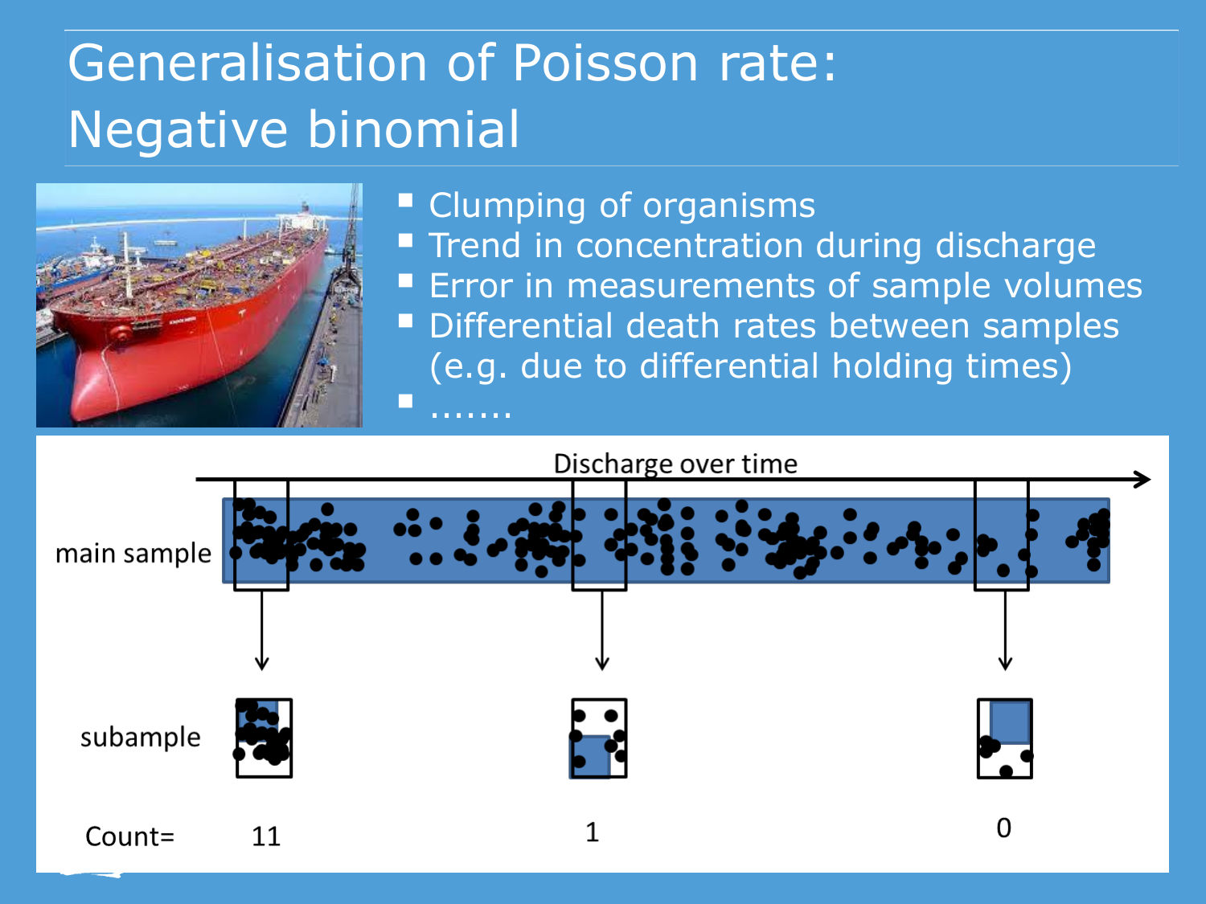# Generalisation of Poisson rate: Negative binomial

- Clumping of organisms
- Trend in concentration during discharge
- Error in measurements of sample volumes
- Differential death rates between samples (e.g. due to differential holding times)
- .......

Discharge over time

main sample

subample

Count= 11 1 0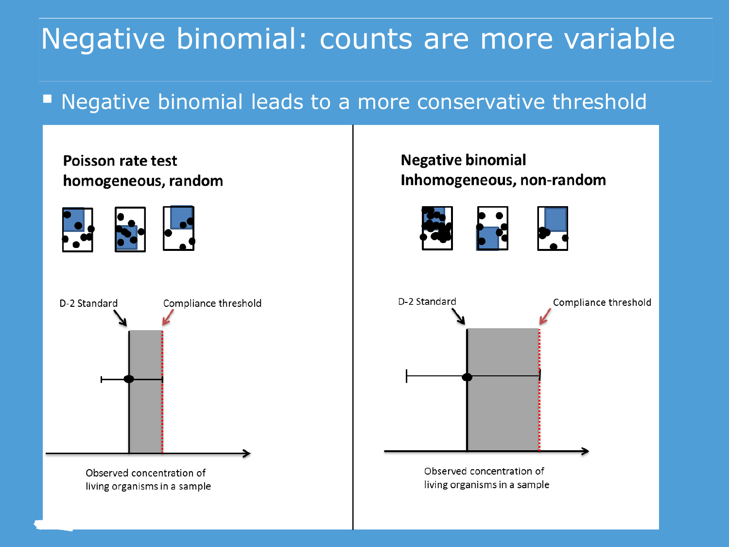# Negative binomial: counts are more variable

- Negative binomial leads to a more conservative threshold

**Poisson rate test**
**homogeneous, random**

D-2 Standard

Compliance threshold

Observed concentration of living organisms in a sample

**Negative binomial**
**Inhomogeneous, non-random**

D-2 Standard

Compliance threshold

Observed concentration of living organisms in a sample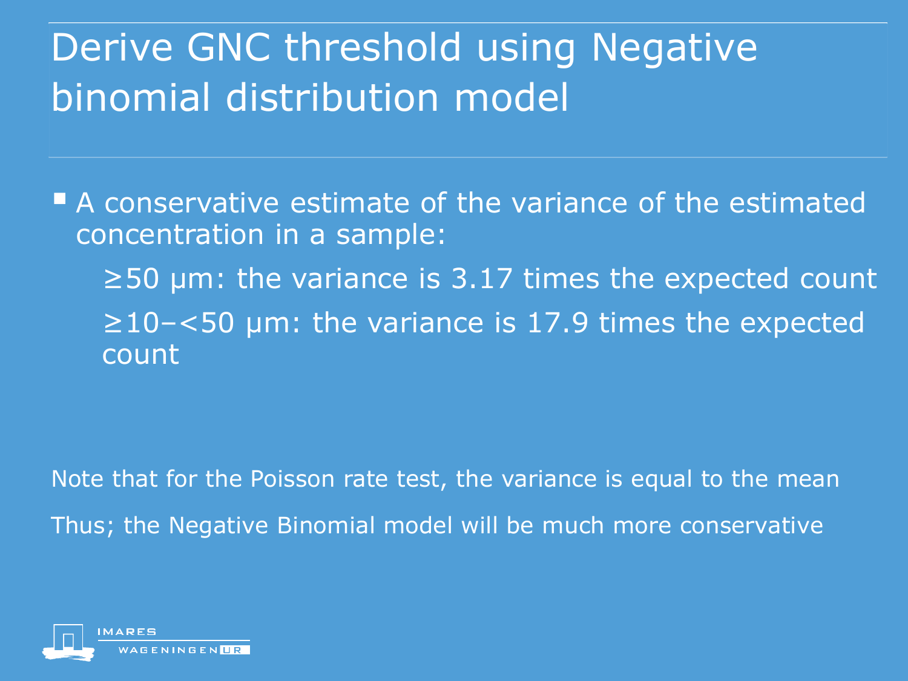# Derive GNC threshold using Negative binomial distribution model

- A conservative estimate of the variance of the estimated concentration in a sample:
  - ≥50 µm: the variance is 3.17 times the expected count
  - ≥10–<50 µm: the variance is 17.9 times the expected count

Note that for the Poisson rate test, the variance is equal to the mean

Thus; the Negative Binomial model will be much more conservative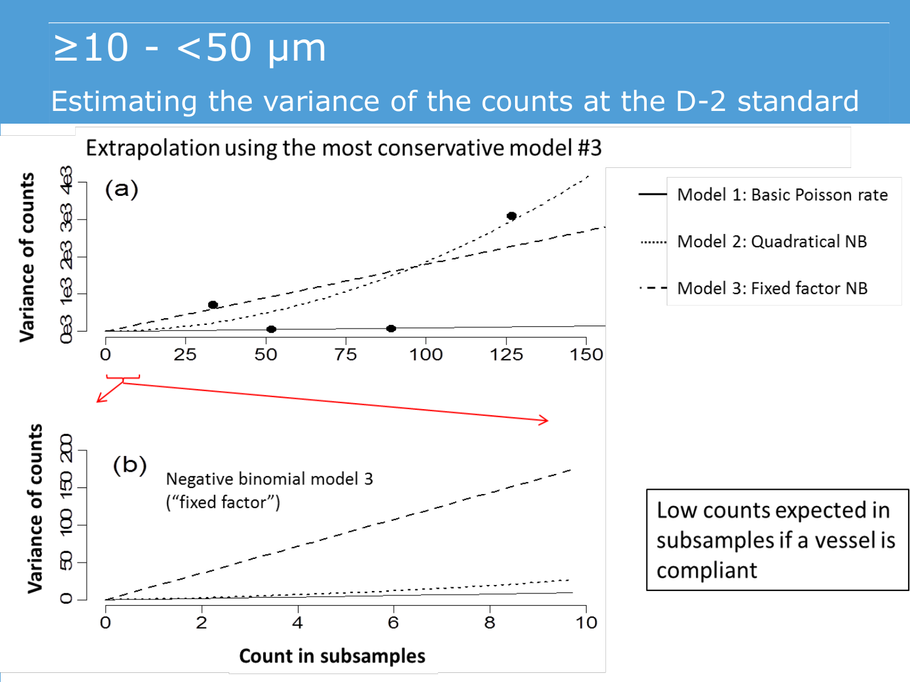# ≥10 - <50 μm

## Estimating the variance of the counts at the D-2 standard

Extrapolation using the most conservative model #3

(a)

Variance of counts

0e3 1e3 2e3 3e3 4e3

0 25 50 75 100 125 150

- Model 1: Basic Poisson rate
- Model 2: Quadratical NB
- Model 3: Fixed factor NB

(b)

Negative binomial model 3 ("fixed factor")

Variance of counts

0 50 100 150 200

0 2 4 6 8 10

Count in subsamples

Low counts expected in subsamples if a vessel is compliant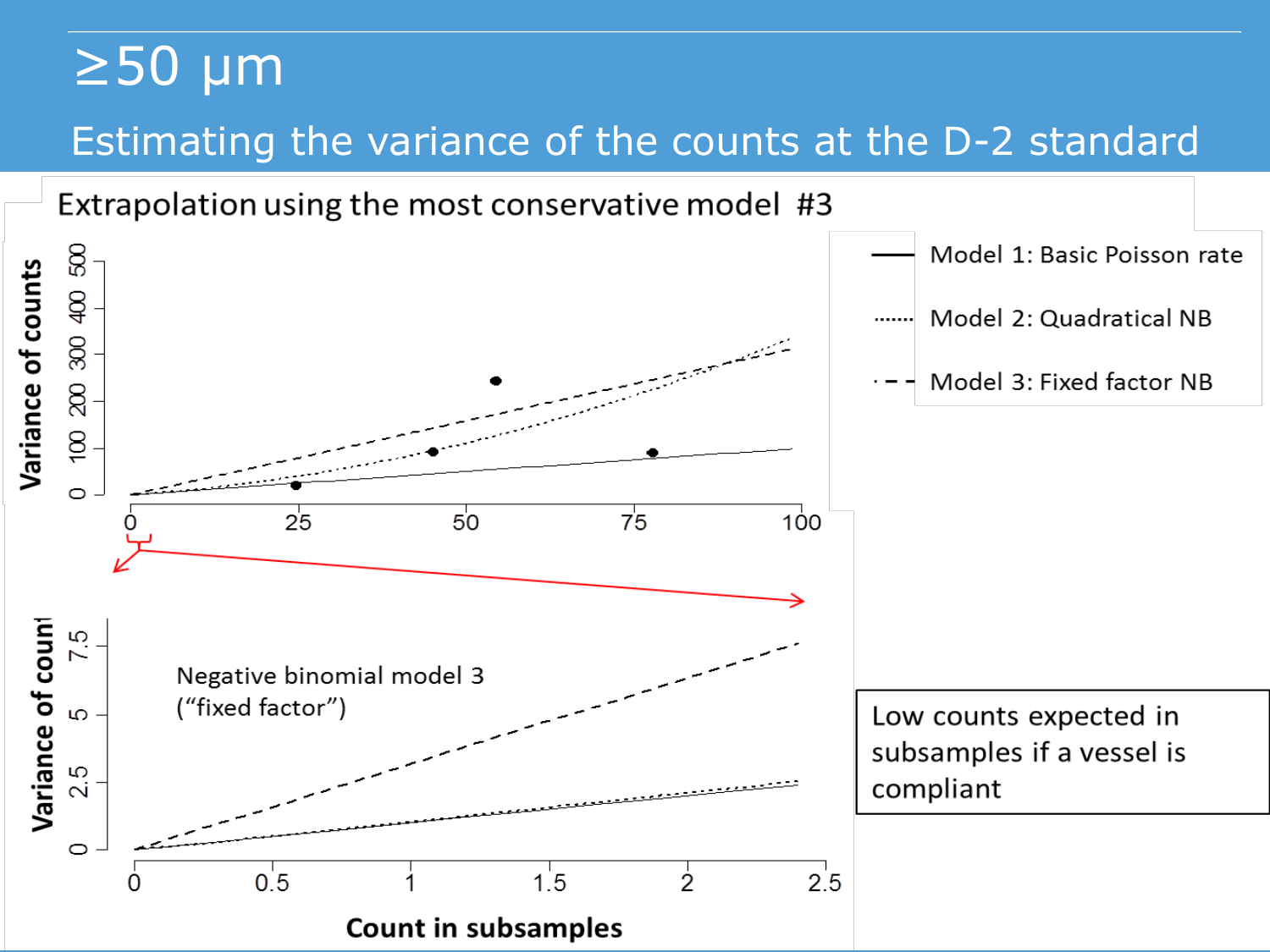# ≥50 µm

## Estimating the variance of the counts at the D-2 standard

Extrapolation using the most conservative model #3

Model 1: Basic Poisson rate

Model 2: Quadratical NB

Model 3: Fixed factor NB

Negative binomial model 3 ("fixed factor")

Low counts expected in subsamples if a vessel is compliant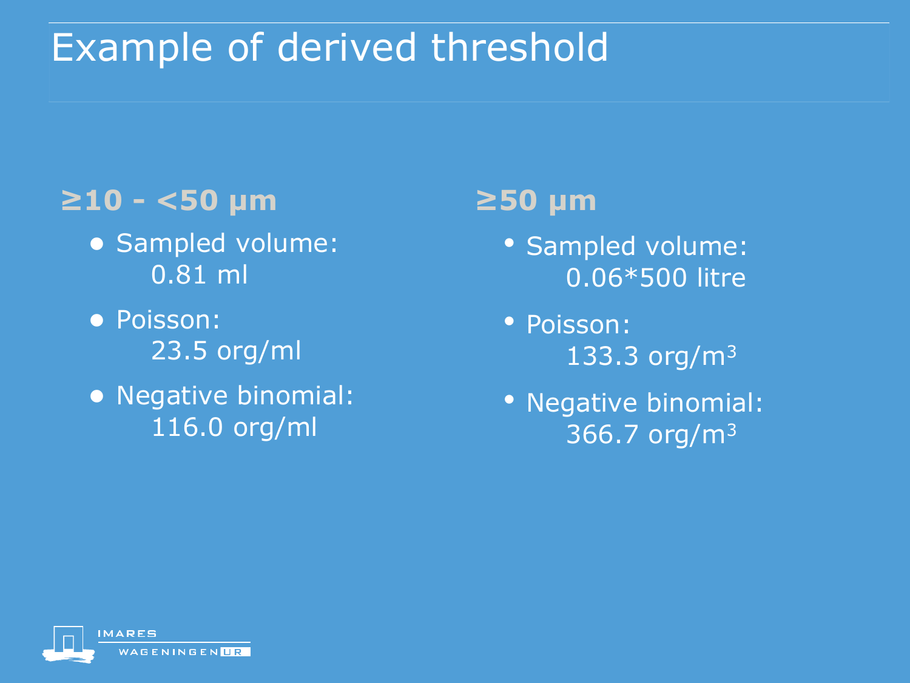# Example of derived threshold

## ≥10 - <50 µm

- Sampled volume:
  0.81 ml
- Poisson:
  23.5 org/ml
- Negative binomial:
  116.0 org/ml

## ≥50 µm

- Sampled volume:
  0.06*500 litre
- Poisson:
  133.3 org/$m^3$
- Negative binomial:
  366.7 org/$m^3$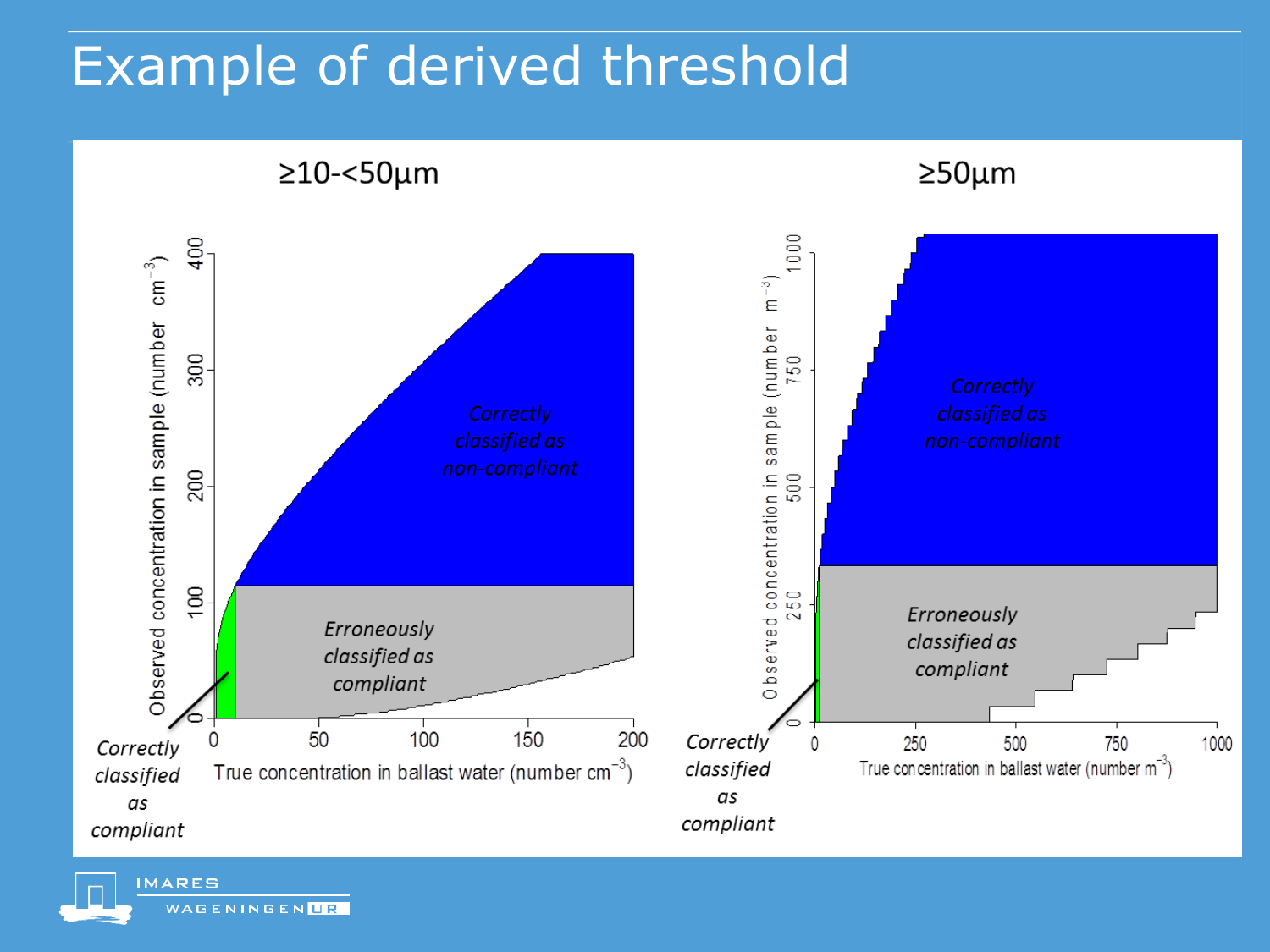# Example of derived threshold

## ≥10-<50µm

Observed concentration in sample (number $cm^{-3}$)

True concentration in ballast water (number $cm^{-3}$)

*Correctly classified as non-compliant*

*Erroneously classified as compliant*

*Correctly classified as compliant*

## ≥50µm

Observed concentration in sample (number $m^{-3}$)

True concentration in ballast water (number $m^{-3}$)

*Correctly classified as non-compliant*

*Erroneously classified as compliant*

*Correctly classified as compliant*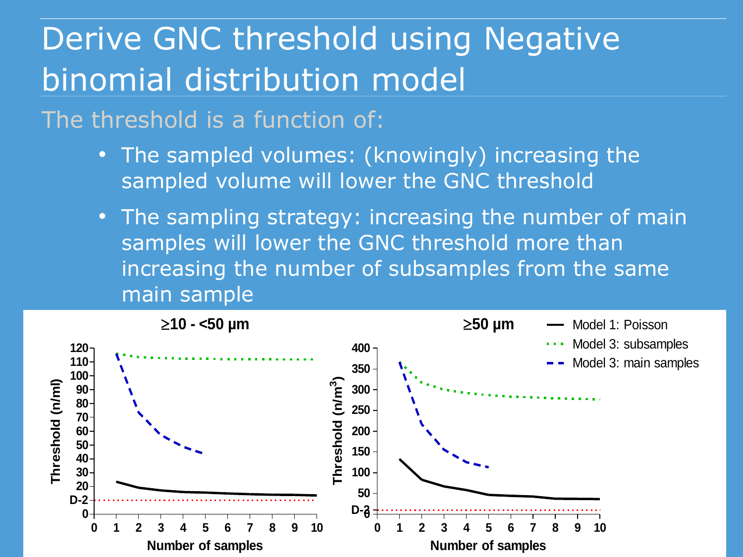# Derive GNC threshold using Negative binomial distribution model

The threshold is a function of:

- The sampled volumes: (knowingly) increasing the sampled volume will lower the GNC threshold
- The sampling strategy: increasing the number of main samples will lower the GNC threshold more than increasing the number of subsamples from the same main sample

**≥10 - <50 µm**

**≥50 µm**

Model 1: Poisson
Model 3: subsamples
Model 3: main samples

Threshold (n/ml)

Threshold (n/m$^3$)

Number of samples

D-2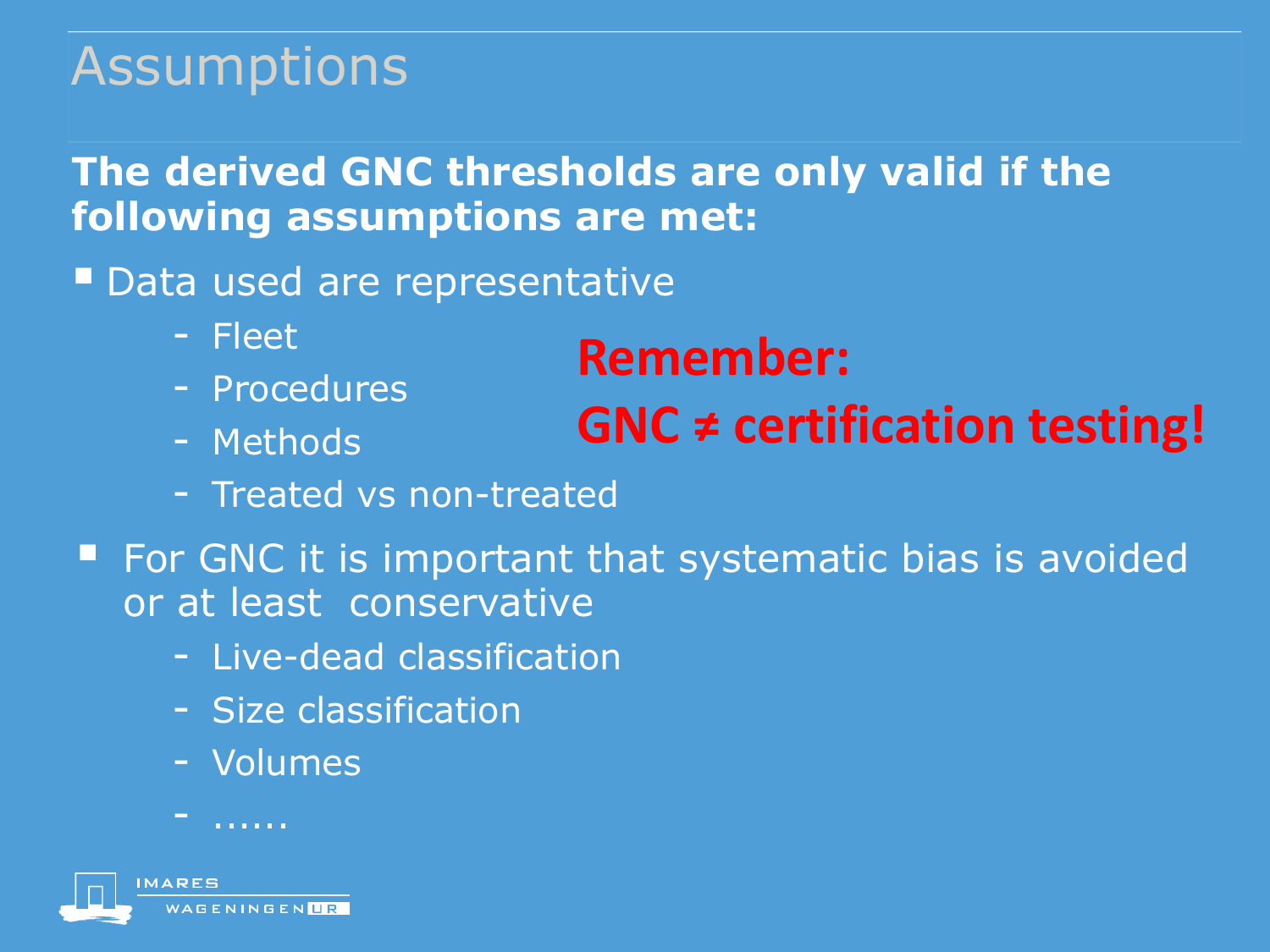# Assumptions

**The derived GNC thresholds are only valid if the following assumptions are met:**

- Data used are representative
  - Fleet
  - Procedures
  - Methods
  - Treated vs non-treated

**Remember:**

**GNC ≠ certification testing!**

- For GNC it is important that systematic bias is avoided or at least conservative
  - Live-dead classification
  - Size classification
  - Volumes
  - ……

IMARES WAGENINGEN UR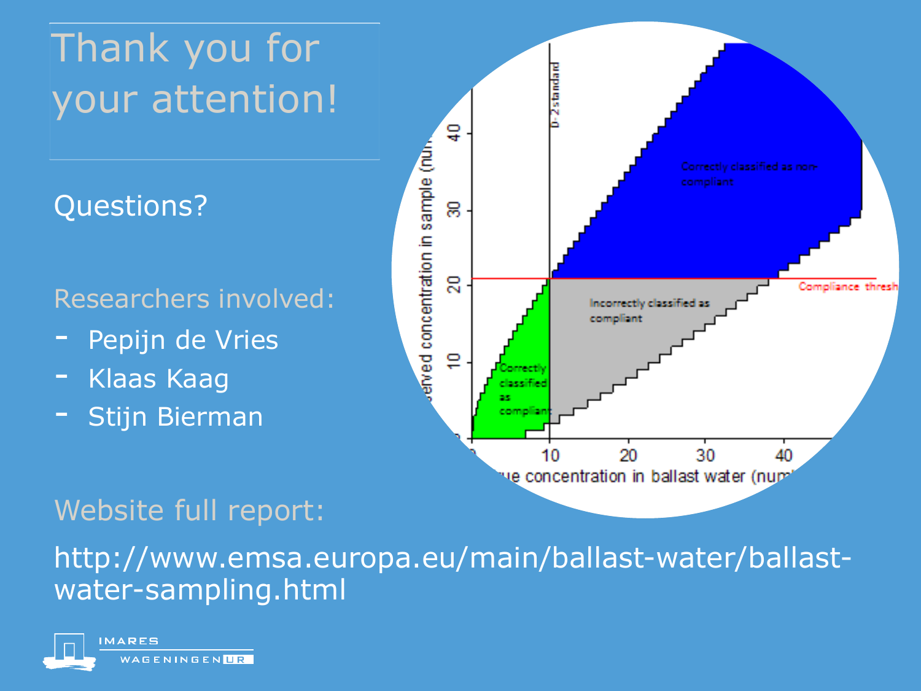# Thank you for your attention!

Questions?

Researchers involved:

- Pepijn de Vries
- Klaas Kaag
- Stijn Bierman

D-2 standard

Correctly classified as non-compliant

Compliance thresh

Incorrectly classified as compliant

Correctly classified as compliant

40

30

20

10

0

10

20

30

40

...erved concentration in sample (num...

...ue concentration in ballast water (num...

Website full report:

http://www.emsa.europa.eu/main/ballast-water/ballast-water-sampling.html

IMARES WAGENINGEN UR